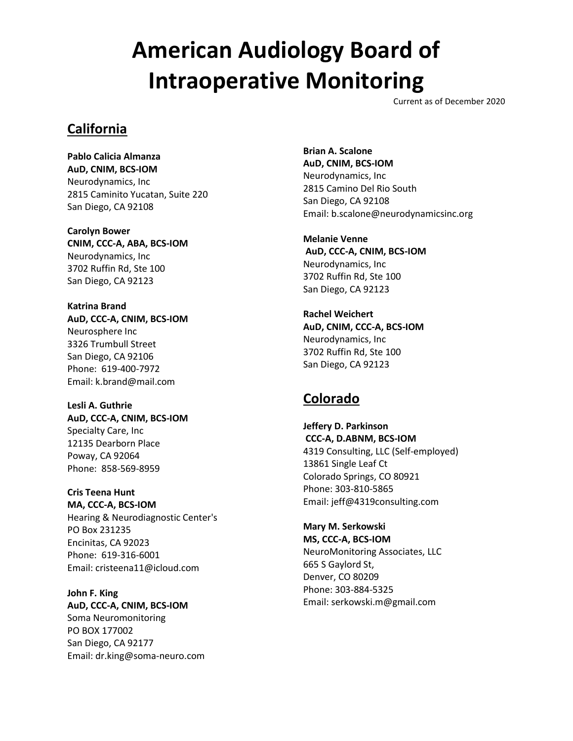# American Audiology Board of Intraoperative Monitoring

Current as of December 2020

## California

**Pablo Calicia Almanza**
**AuD, CNIM, BCS-IOM**
Neurodynamics, Inc
2815 Caminito Yucatan, Suite 220
San Diego, CA 92108

**Carolyn Bower**
**CNIM, CCC-A, ABA, BCS-IOM**
Neurodynamics, Inc
3702 Ruffin Rd, Ste 100
San Diego, CA 92123

**Katrina Brand**
**AuD, CCC-A, CNIM, BCS-IOM**
Neurosphere Inc
3326 Trumbull Street
San Diego, CA 92106
Phone: 619-400-7972
Email: k.brand@mail.com

**Lesli A. Guthrie**
**AuD, CCC-A, CNIM, BCS-IOM**
Specialty Care, Inc
12135 Dearborn Place
Poway, CA 92064
Phone: 858-569-8959

**Cris Teena Hunt**
**MA, CCC-A, BCS-IOM**
Hearing & Neurodiagnostic Center's
PO Box 231235
Encinitas, CA 92023
Phone: 619-316-6001
Email: cristeena11@icloud.com

**John F. King**
**AuD, CCC-A, CNIM, BCS-IOM**
Soma Neuromonitoring
PO BOX 177002
San Diego, CA 92177
Email: dr.king@soma-neuro.com

**Brian A. Scalone**
**AuD, CNIM, BCS-IOM**
Neurodynamics, Inc
2815 Camino Del Rio South
San Diego, CA 92108
Email: b.scalone@neurodynamicsinc.org

**Melanie Venne**
**AuD, CCC-A, CNIM, BCS-IOM**
Neurodynamics, Inc
3702 Ruffin Rd, Ste 100
San Diego, CA 92123

**Rachel Weichert**
**AuD, CNIM, CCC-A, BCS-IOM**
Neurodynamics, Inc
3702 Ruffin Rd, Ste 100
San Diego, CA 92123

## Colorado

**Jeffery D. Parkinson**
**CCC-A, D.ABNM, BCS-IOM**
4319 Consulting, LLC (Self-employed)
13861 Single Leaf Ct
Colorado Springs, CO 80921
Phone: 303-810-5865
Email: jeff@4319consulting.com

**Mary M. Serkowski**
**MS, CCC-A, BCS-IOM**
NeuroMonitoring Associates, LLC
665 S Gaylord St,
Denver, CO 80209
Phone: 303-884-5325
Email: serkowski.m@gmail.com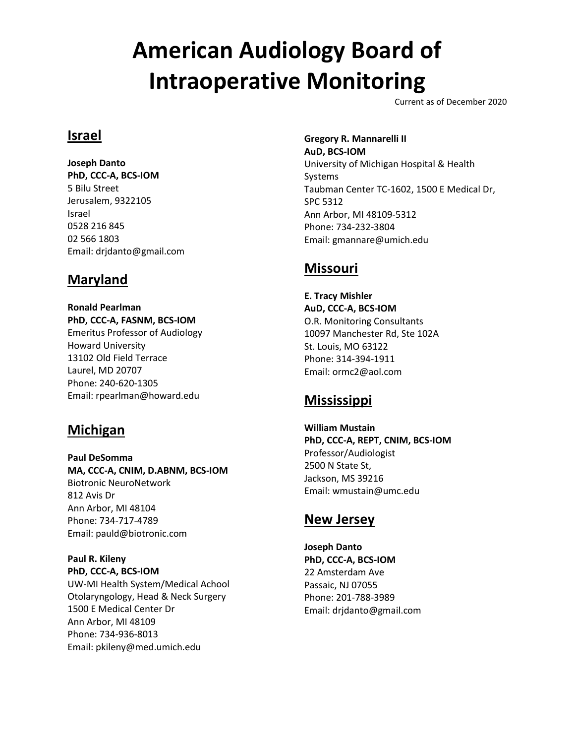# American Audiology Board of Intraoperative Monitoring

Current as of December 2020

## Israel

**Joseph Danto**
**PhD, CCC-A, BCS-IOM**
5 Bilu Street
Jerusalem, 9322105
Israel
0528 216 845
02 566 1803
Email: drjdanto@gmail.com

## Maryland

**Ronald Pearlman**
**PhD, CCC-A, FASNM, BCS-IOM**
Emeritus Professor of Audiology
Howard University
13102 Old Field Terrace
Laurel, MD 20707
Phone: 240-620-1305
Email: rpearlman@howard.edu

## Michigan

**Paul DeSomma**
**MA, CCC-A, CNIM, D.ABNM, BCS-IOM**
Biotronic NeuroNetwork
812 Avis Dr
Ann Arbor, MI 48104
Phone: 734-717-4789
Email: pauld@biotronic.com

**Paul R. Kileny**
**PhD, CCC-A, BCS-IOM**
UW-MI Health System/Medical Achool
Otolaryngology, Head & Neck Surgery
1500 E Medical Center Dr
Ann Arbor, MI 48109
Phone: 734-936-8013
Email: pkileny@med.umich.edu

**Gregory R. Mannarelli II**
**AuD, BCS-IOM**
University of Michigan Hospital & Health Systems
Taubman Center TC-1602, 1500 E Medical Dr, SPC 5312
Ann Arbor, MI 48109-5312
Phone: 734-232-3804
Email: gmannare@umich.edu

## Missouri

**E. Tracy Mishler**
**AuD, CCC-A, BCS-IOM**
O.R. Monitoring Consultants
10097 Manchester Rd, Ste 102A
St. Louis, MO 63122
Phone: 314-394-1911
Email: ormc2@aol.com

## Mississippi

**William Mustain**
**PhD, CCC-A, REPT, CNIM, BCS-IOM**
Professor/Audiologist
2500 N State St,
Jackson, MS 39216
Email: wmustain@umc.edu

## New Jersey

**Joseph Danto**
**PhD, CCC-A, BCS-IOM**
22 Amsterdam Ave
Passaic, NJ 07055
Phone: 201-788-3989
Email: drjdanto@gmail.com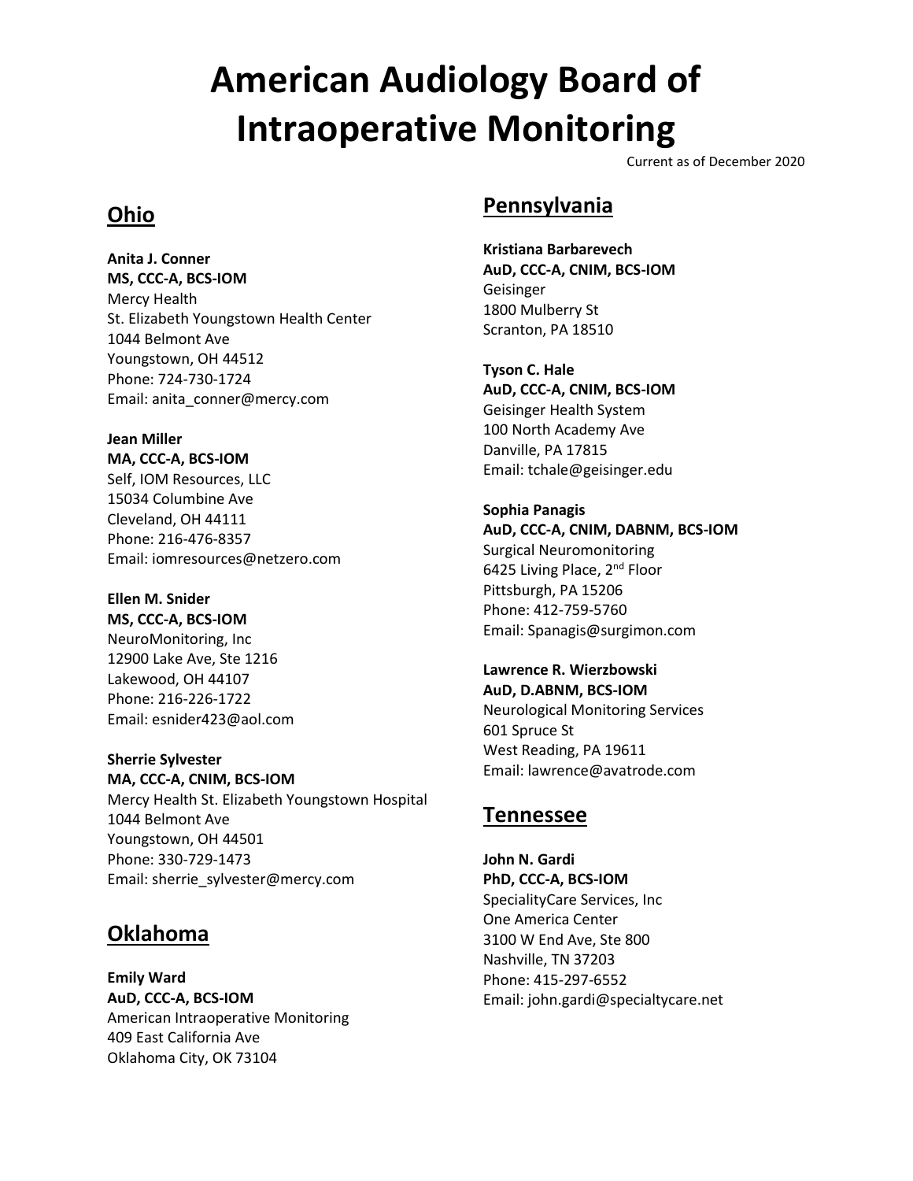# American Audiology Board of Intraoperative Monitoring

Current as of December 2020

## Ohio

**Anita J. Conner**
**MS, CCC-A, BCS-IOM**
Mercy Health
St. Elizabeth Youngstown Health Center
1044 Belmont Ave
Youngstown, OH 44512
Phone: 724-730-1724
Email: anita_conner@mercy.com

**Jean Miller**
**MA, CCC-A, BCS-IOM**
Self, IOM Resources, LLC
15034 Columbine Ave
Cleveland, OH 44111
Phone: 216-476-8357
Email: iomresources@netzero.com

**Ellen M. Snider**
**MS, CCC-A, BCS-IOM**
NeuroMonitoring, Inc
12900 Lake Ave, Ste 1216
Lakewood, OH 44107
Phone: 216-226-1722
Email: esnider423@aol.com

**Sherrie Sylvester**
**MA, CCC-A, CNIM, BCS-IOM**
Mercy Health St. Elizabeth Youngstown Hospital
1044 Belmont Ave
Youngstown, OH 44501
Phone: 330-729-1473
Email: sherrie_sylvester@mercy.com

## Oklahoma

**Emily Ward**
**AuD, CCC-A, BCS-IOM**
American Intraoperative Monitoring
409 East California Ave
Oklahoma City, OK 73104

## Pennsylvania

**Kristiana Barbarevech**
**AuD, CCC-A, CNIM, BCS-IOM**
Geisinger
1800 Mulberry St
Scranton, PA 18510

**Tyson C. Hale**
**AuD, CCC-A, CNIM, BCS-IOM**
Geisinger Health System
100 North Academy Ave
Danville, PA 17815
Email: tchale@geisinger.edu

**Sophia Panagis**
**AuD, CCC-A, CNIM, DABNM, BCS-IOM**
Surgical Neuromonitoring
6425 Living Place, 2nd Floor
Pittsburgh, PA 15206
Phone: 412-759-5760
Email: Spanagis@surgimon.com

**Lawrence R. Wierzbowski**
**AuD, D.ABNM, BCS-IOM**
Neurological Monitoring Services
601 Spruce St
West Reading, PA 19611
Email: lawrence@avatrode.com

## Tennessee

**John N. Gardi**
**PhD, CCC-A, BCS-IOM**
SpecialityCare Services, Inc
One America Center
3100 W End Ave, Ste 800
Nashville, TN 37203
Phone: 415-297-6552
Email: john.gardi@specialtycare.net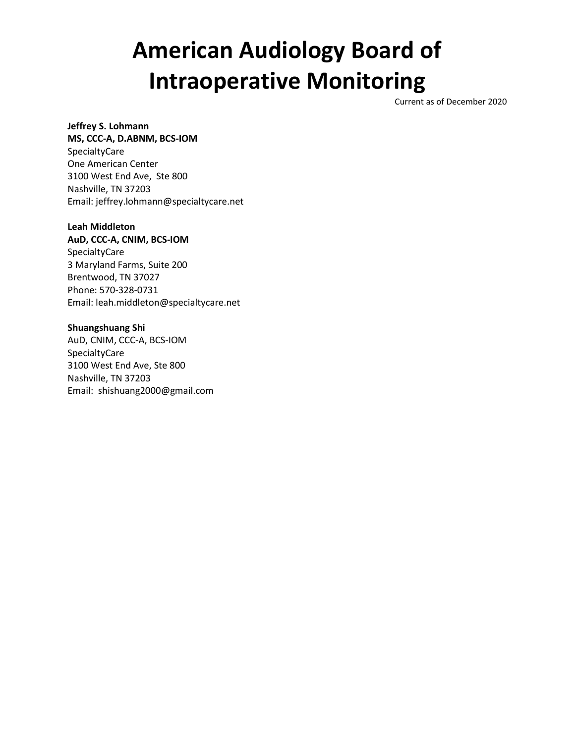# American Audiology Board of Intraoperative Monitoring

Current as of December 2020

**Jeffrey S. Lohmann**
**MS, CCC-A, D.ABNM, BCS-IOM**
SpecialtyCare
One American Center
3100 West End Ave, Ste 800
Nashville, TN 37203
Email: jeffrey.lohmann@specialtycare.net

**Leah Middleton**
**AuD, CCC-A, CNIM, BCS-IOM**
SpecialtyCare
3 Maryland Farms, Suite 200
Brentwood, TN 37027
Phone: 570-328-0731
Email: leah.middleton@specialtycare.net

**Shuangshuang Shi**
AuD, CNIM, CCC-A, BCS-IOM
SpecialtyCare
3100 West End Ave, Ste 800
Nashville, TN 37203
Email: shishuang2000@gmail.com